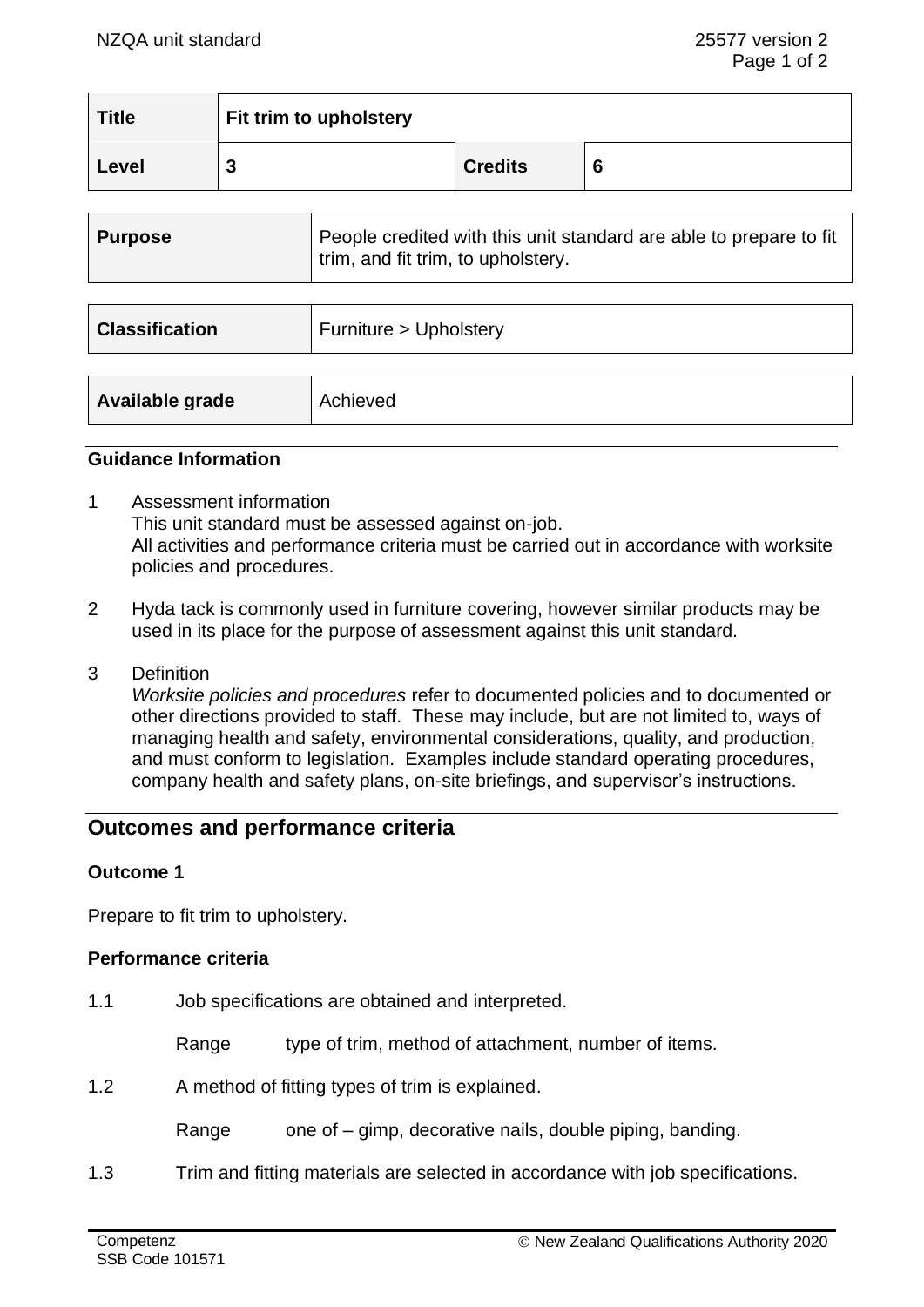| Title | Fit trim to upholstery | | |
|---|---|---|---|
| Level | 3 | Credits | 6 |

| Purpose | People credited with this unit standard are able to prepare to fit trim, and fit trim, to upholstery. |
|---|---|

| Classification | Furniture > Upholstery |
|---|---|

| Available grade | Achieved |
|---|---|

### Guidance Information

1 Assessment information
This unit standard must be assessed against on-job.
All activities and performance criteria must be carried out in accordance with worksite policies and procedures.

2 Hyda tack is commonly used in furniture covering, however similar products may be used in its place for the purpose of assessment against this unit standard.

3 Definition
*Worksite policies and procedures* refer to documented policies and to documented or other directions provided to staff. These may include, but are not limited to, ways of managing health and safety, environmental considerations, quality, and production, and must conform to legislation. Examples include standard operating procedures, company health and safety plans, on-site briefings, and supervisor's instructions.

## Outcomes and performance criteria

### Outcome 1

Prepare to fit trim to upholstery.

#### Performance criteria

1.1 Job specifications are obtained and interpreted.

Range type of trim, method of attachment, number of items.

1.2 A method of fitting types of trim is explained.

Range one of – gimp, decorative nails, double piping, banding.

1.3 Trim and fitting materials are selected in accordance with job specifications.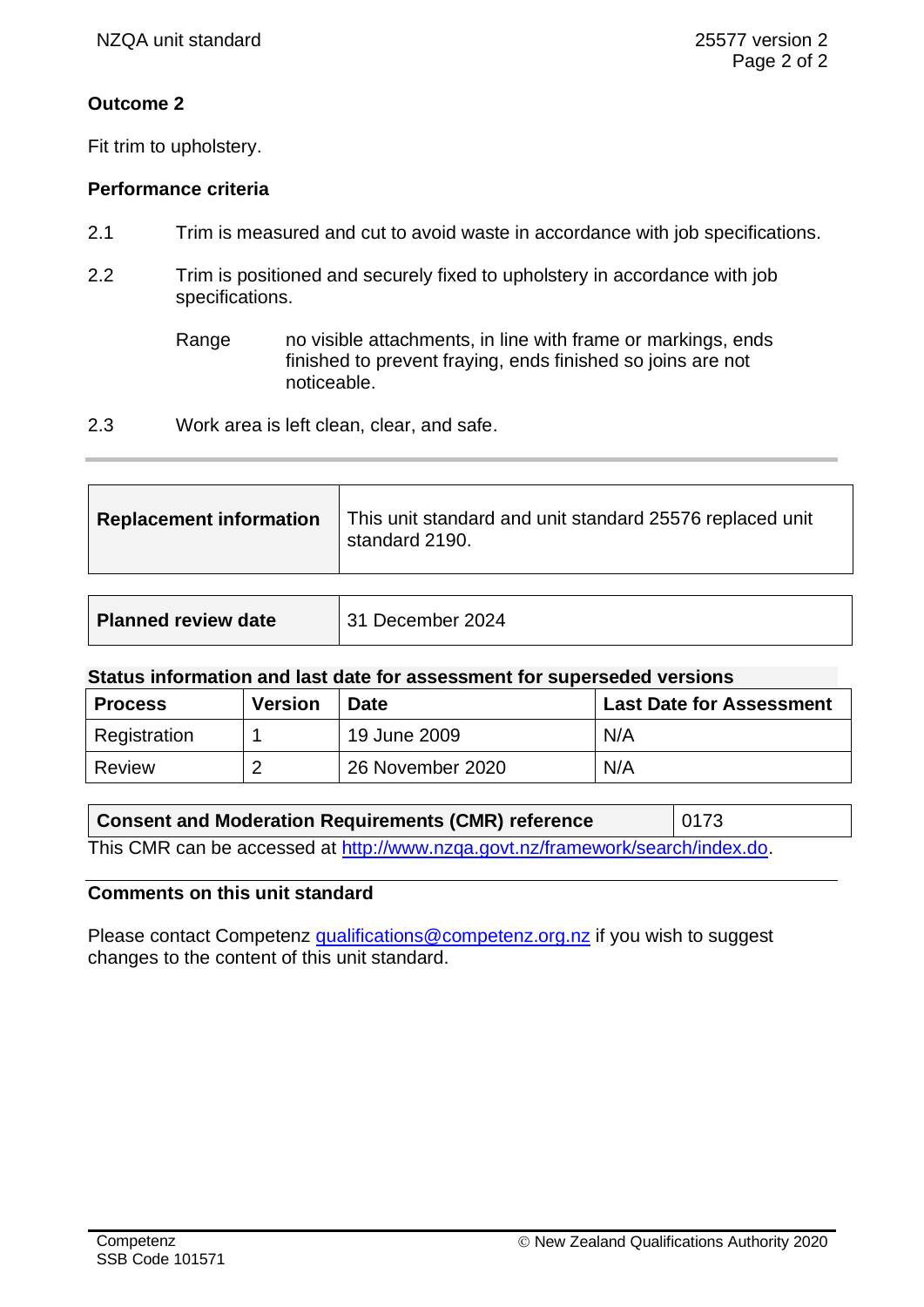**Outcome 2**

Fit trim to upholstery.

**Performance criteria**

2.1 Trim is measured and cut to avoid waste in accordance with job specifications.

2.2 Trim is positioned and securely fixed to upholstery in accordance with job specifications.

Range: no visible attachments, in line with frame or markings, ends finished to prevent fraying, ends finished so joins are not noticeable.

2.3 Work area is left clean, clear, and safe.

| | |
|---|---|
| **Replacement information** | This unit standard and unit standard 25576 replaced unit standard 2190. |

| | |
|---|---|
| **Planned review date** | 31 December 2024 |

**Status information and last date for assessment for superseded versions**

| Process | Version | Date | Last Date for Assessment |
|---|---|---|---|
| Registration | 1 | 19 June 2009 | N/A |
| Review | 2 | 26 November 2020 | N/A |

| | |
|---|---|
| **Consent and Moderation Requirements (CMR) reference** | 0173 |

This CMR can be accessed at http://www.nzqa.govt.nz/framework/search/index.do.

**Comments on this unit standard**

Please contact Competenz qualifications@competenz.org.nz if you wish to suggest changes to the content of this unit standard.